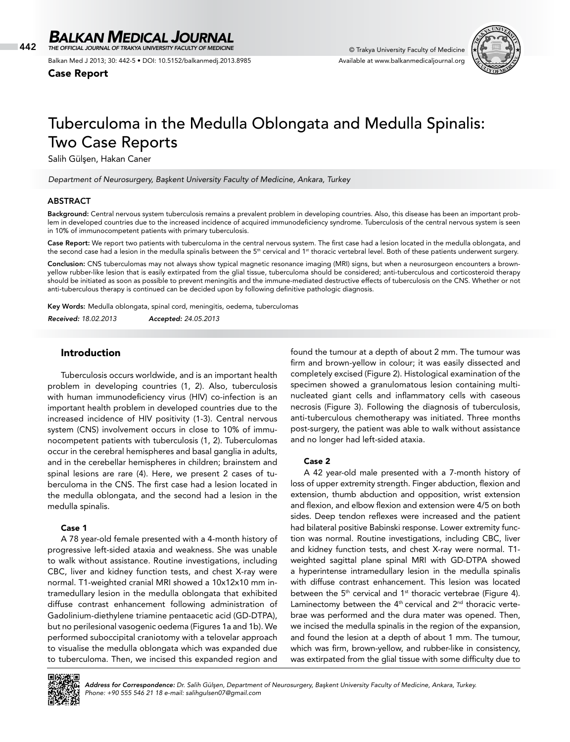Case Report

# Tuberculoma in the Medulla Oblongata and Medulla Spinalis: Two Case Reports

Salih Gülşen, Hakan Caner

*Department of Neurosurgery, Başkent University Faculty of Medicine, Ankara, Turkey*

## ABSTRACT

**Background:** Central nervous system tuberculosis remains a prevalent problem in developing countries. Also, this disease has been an important problem in developed countries due to the increased incidence of acquired immunodeficiency syndrome. Tuberculosis of the central nervous system is seen in 10% of immunocompetent patients with primary tuberculosis.

**Case Report:** We report two patients with tuberculoma in the central nervous system. The first case had a lesion located in the medulla oblongata, and the second case had a lesion in the medulla spinalis between the 5th cervical and 1st thoracic vertebral level. Both of these patients underwent surgery.

**Conclusion:** CNS tuberculomas may not always show typical magnetic resonance imaging (MRI) signs, but when a neurosurgeon encounters a brown-yellow rubber-like lesion that is easily extirpated from the glial tissue, tuberculoma should be considered; anti-tuberculous and corticosteroid therapy should be initiated as soon as possible to prevent meningitis and the immune-mediated destructive effects of tuberculosis on the CNS. Whether or not anti-tuberculous therapy is continued can be decided upon by following definitive pathologic diagnosis.

**Key Words:** Medulla oblongata, spinal cord, meningitis, oedema, tuberculomas

*Received: 18.02.2013* *Accepted: 24.05.2013*

## Introduction

Tuberculosis occurs worldwide, and is an important health problem in developing countries (1, 2). Also, tuberculosis with human immunodeficiency virus (HIV) co-infection is an important health problem in developed countries due to the increased incidence of HIV positivity (1-3). Central nervous system (CNS) involvement occurs in close to 10% of immunocompetent patients with tuberculosis (1, 2). Tuberculomas occur in the cerebral hemispheres and basal ganglia in adults, and in the cerebellar hemispheres in children; brainstem and spinal lesions are rare (4). Here, we present 2 cases of tuberculoma in the CNS. The first case had a lesion located in the medulla oblongata, and the second had a lesion in the medulla spinalis.

### Case 1

A 78 year-old female presented with a 4-month history of progressive left-sided ataxia and weakness. She was unable to walk without assistance. Routine investigations, including CBC, liver and kidney function tests, and chest X-ray were normal. T1-weighted cranial MRI showed a 10x12x10 mm intramedullary lesion in the medulla oblongata that exhibited diffuse contrast enhancement following administration of Gadolinium-diethylene triamine pentaacetic acid (GD-DTPA), but no perilesional vasogenic oedema (Figures 1a and 1b). We performed suboccipital craniotomy with a telovelar approach to visualise the medulla oblongata which was expanded due to tuberculoma. Then, we incised this expanded region and found the tumour at a depth of about 2 mm. The tumour was firm and brown-yellow in colour; it was easily dissected and completely excised (Figure 2). Histological examination of the specimen showed a granulomatous lesion containing multinucleated giant cells and inflammatory cells with caseous necrosis (Figure 3). Following the diagnosis of tuberculosis, anti-tuberculous chemotherapy was initiated. Three months post-surgery, the patient was able to walk without assistance and no longer had left-sided ataxia.

### Case 2

A 42 year-old male presented with a 7-month history of loss of upper extremity strength. Finger abduction, flexion and extension, thumb abduction and opposition, wrist extension and flexion, and elbow flexion and extension were 4/5 on both sides. Deep tendon reflexes were increased and the patient had bilateral positive Babinski response. Lower extremity function was normal. Routine investigations, including CBC, liver and kidney function tests, and chest X-ray were normal. T1-weighted sagittal plane spinal MRI with GD-DTPA showed a hyperintense intramedullary lesion in the medulla spinalis with diffuse contrast enhancement. This lesion was located between the 5th cervical and 1st thoracic vertebrae (Figure 4). Laminectomy between the 4th cervical and 2nd thoracic vertebrae was performed and the dura mater was opened. Then, we incised the medulla spinalis in the region of the expansion, and found the lesion at a depth of about 1 mm. The tumour, which was firm, brown-yellow, and rubber-like in consistency, was extirpated from the glial tissue with some difficulty due to

*Address for Correspondence: Dr. Salih Gülşen, Department of Neurosurgery, Başkent University Faculty of Medicine, Ankara, Turkey. Phone: +90 555 546 21 18 e-mail: salihgulsen07@gmail.com*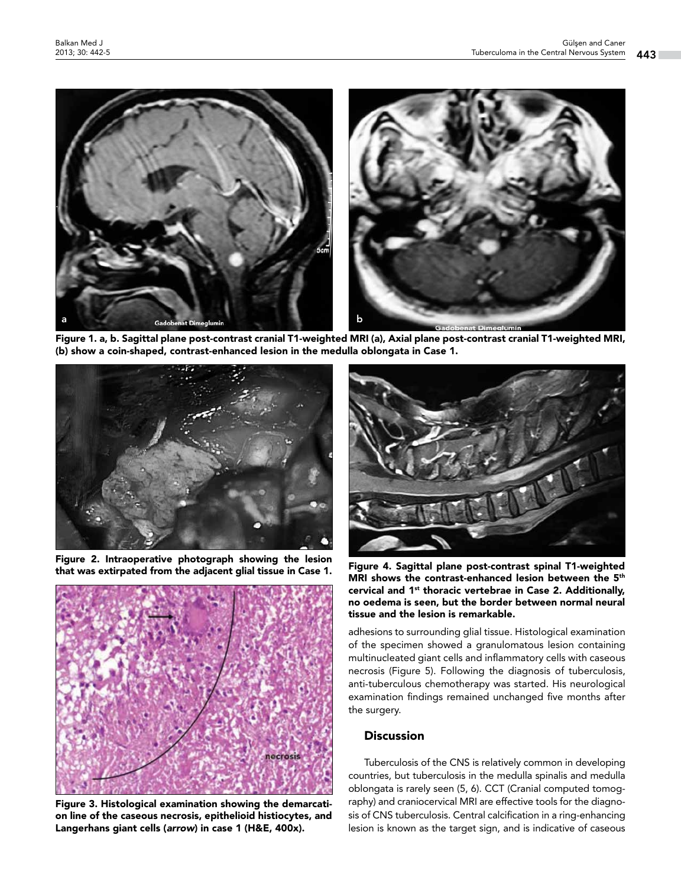Figure 1. a, b. Sagittal plane post-contrast cranial T1-weighted MRI (a), Axial plane post-contrast cranial T1-weighted MRI, (b) show a coin-shaped, contrast-enhanced lesion in the medulla oblongata in Case 1.

Figure 2. Intraoperative photograph showing the lesion that was extirpated from the adjacent glial tissue in Case 1.

Figure 3. Histological examination showing the demarcation line of the caseous necrosis, epithelioid histiocytes, and Langerhans giant cells (*arrow*) in case 1 (H&E, 400x).

Figure 4. Sagittal plane post-contrast spinal T1-weighted MRI shows the contrast-enhanced lesion between the 5th cervical and 1st thoracic vertebrae in Case 2. Additionally, no oedema is seen, but the border between normal neural tissue and the lesion is remarkable.

adhesions to surrounding glial tissue. Histological examination of the specimen showed a granulomatous lesion containing multinucleated giant cells and inflammatory cells with caseous necrosis (Figure 5). Following the diagnosis of tuberculosis, anti-tuberculous chemotherapy was started. His neurological examination findings remained unchanged five months after the surgery.

## Discussion

Tuberculosis of the CNS is relatively common in developing countries, but tuberculosis in the medulla spinalis and medulla oblongata is rarely seen (5, 6). CCT (Cranial computed tomography) and craniocervical MRI are effective tools for the diagnosis of CNS tuberculosis. Central calcification in a ring-enhancing lesion is known as the target sign, and is indicative of caseous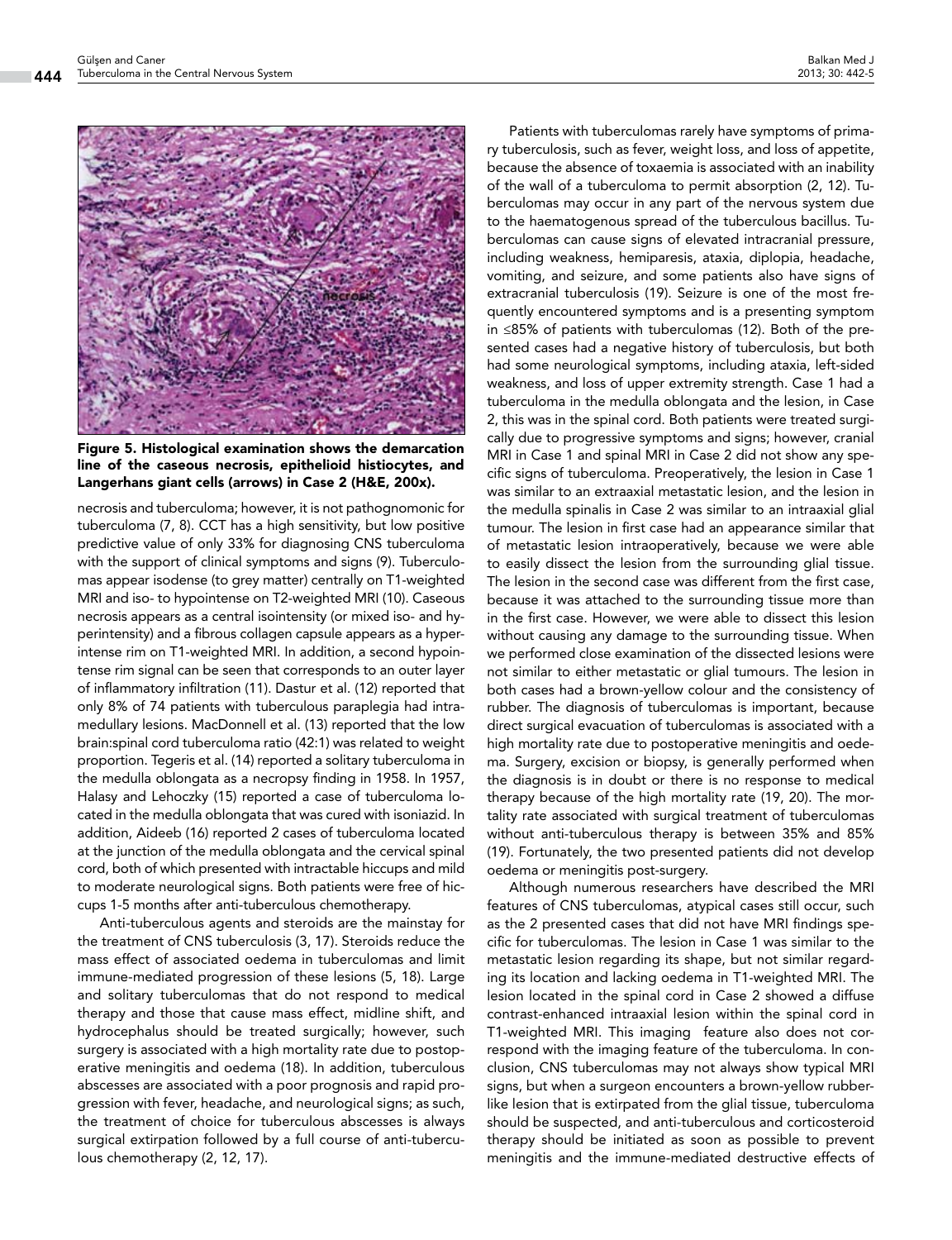Figure 5. Histological examination shows the demarcation line of the caseous necrosis, epithelioid histiocytes, and Langerhans giant cells (arrows) in Case 2 (H&E, 200x).

necrosis and tuberculoma; however, it is not pathognomonic for tuberculoma (7, 8). CCT has a high sensitivity, but low positive predictive value of only 33% for diagnosing CNS tuberculoma with the support of clinical symptoms and signs (9). Tuberculomas appear isodense (to grey matter) centrally on T1-weighted MRI and iso- to hypointense on T2-weighted MRI (10). Caseous necrosis appears as a central isointensity (or mixed iso- and hyperintensity) and a fibrous collagen capsule appears as a hyperintense rim on T1-weighted MRI. In addition, a second hypointense rim signal can be seen that corresponds to an outer layer of inflammatory infiltration (11). Dastur et al. (12) reported that only 8% of 74 patients with tuberculous paraplegia had intramedullary lesions. MacDonnell et al. (13) reported that the low brain:spinal cord tuberculoma ratio (42:1) was related to weight proportion. Tegeris et al. (14) reported a solitary tuberculoma in the medulla oblongata as a necropsy finding in 1958. In 1957, Halasy and Lehoczky (15) reported a case of tuberculoma located in the medulla oblongata that was cured with isoniazid. In addition, Aideeb (16) reported 2 cases of tuberculoma located at the junction of the medulla oblongata and the cervical spinal cord, both of which presented with intractable hiccups and mild to moderate neurological signs. Both patients were free of hiccups 1-5 months after anti-tuberculous chemotherapy.

Anti-tuberculous agents and steroids are the mainstay for the treatment of CNS tuberculosis (3, 17). Steroids reduce the mass effect of associated oedema in tuberculomas and limit immune-mediated progression of these lesions (5, 18). Large and solitary tuberculomas that do not respond to medical therapy and those that cause mass effect, midline shift, and hydrocephalus should be treated surgically; however, such surgery is associated with a high mortality rate due to postoperative meningitis and oedema (18). In addition, tuberculous abscesses are associated with a poor prognosis and rapid progression with fever, headache, and neurological signs; as such, the treatment of choice for tuberculous abscesses is always surgical extirpation followed by a full course of anti-tuberculous chemotherapy (2, 12, 17).

Patients with tuberculomas rarely have symptoms of primary tuberculosis, such as fever, weight loss, and loss of appetite, because the absence of toxaemia is associated with an inability of the wall of a tuberculoma to permit absorption (2, 12). Tuberculomas may occur in any part of the nervous system due to the haematogenous spread of the tuberculous bacillus. Tuberculomas can cause signs of elevated intracranial pressure, including weakness, hemiparesis, ataxia, diplopia, headache, vomiting, and seizure, and some patients also have signs of extracranial tuberculosis (19). Seizure is one of the most frequently encountered symptoms and is a presenting symptom in ≤85% of patients with tuberculomas (12). Both of the presented cases had a negative history of tuberculosis, but both had some neurological symptoms, including ataxia, left-sided weakness, and loss of upper extremity strength. Case 1 had a tuberculoma in the medulla oblongata and the lesion, in Case 2, this was in the spinal cord. Both patients were treated surgically due to progressive symptoms and signs; however, cranial MRI in Case 1 and spinal MRI in Case 2 did not show any specific signs of tuberculoma. Preoperatively, the lesion in Case 1 was similar to an extraaxial metastatic lesion, and the lesion in the medulla spinalis in Case 2 was similar to an intraaxial glial tumour. The lesion in first case had an appearance similar that of metastatic lesion intraoperatively, because we were able to easily dissect the lesion from the surrounding glial tissue. The lesion in the second case was different from the first case, because it was attached to the surrounding tissue more than in the first case. However, we were able to dissect this lesion without causing any damage to the surrounding tissue. When we performed close examination of the dissected lesions were not similar to either metastatic or glial tumours. The lesion in both cases had a brown-yellow colour and the consistency of rubber. The diagnosis of tuberculomas is important, because direct surgical evacuation of tuberculomas is associated with a high mortality rate due to postoperative meningitis and oedema. Surgery, excision or biopsy, is generally performed when the diagnosis is in doubt or there is no response to medical therapy because of the high mortality rate (19, 20). The mortality rate associated with surgical treatment of tuberculomas without anti-tuberculous therapy is between 35% and 85% (19). Fortunately, the two presented patients did not develop oedema or meningitis post-surgery.

Although numerous researchers have described the MRI features of CNS tuberculomas, atypical cases still occur, such as the 2 presented cases that did not have MRI findings specific for tuberculomas. The lesion in Case 1 was similar to the metastatic lesion regarding its shape, but not similar regarding its location and lacking oedema in T1-weighted MRI. The lesion located in the spinal cord in Case 2 showed a diffuse contrast-enhanced intraaxial lesion within the spinal cord in T1-weighted MRI. This imaging feature also does not correspond with the imaging feature of the tuberculoma. In conclusion, CNS tuberculomas may not always show typical MRI signs, but when a surgeon encounters a brown-yellow rubber-like lesion that is extirpated from the glial tissue, tuberculoma should be suspected, and anti-tuberculous and corticosteroid therapy should be initiated as soon as possible to prevent meningitis and the immune-mediated destructive effects of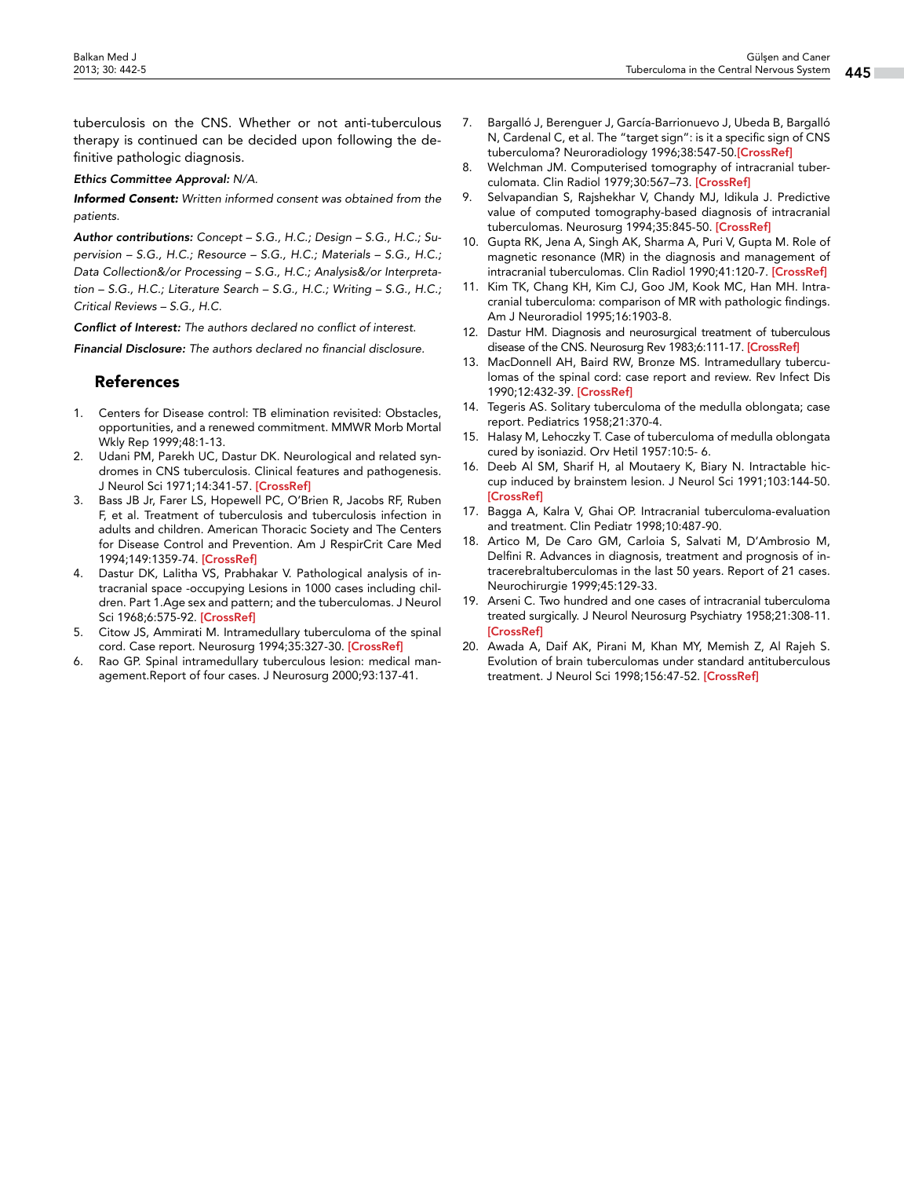tuberculosis on the CNS. Whether or not anti-tuberculous therapy is continued can be decided upon following the definitive pathologic diagnosis.

***Ethics Committee Approval:*** *N/A.*

***Informed Consent:*** *Written informed consent was obtained from the patients.*

***Author contributions:*** *Concept – S.G., H.C.; Design – S.G., H.C.; Supervision – S.G., H.C.; Resource – S.G., H.C.; Materials – S.G., H.C.; Data Collection&/or Processing – S.G., H.C.; Analysis&/or Interpretation – S.G., H.C.; Literature Search – S.G., H.C.; Writing – S.G., H.C.; Critical Reviews – S.G., H.C.*

***Conflict of Interest:*** *The authors declared no conflict of interest.*

***Financial Disclosure:*** *The authors declared no financial disclosure.*

## References

1. Centers for Disease control: TB elimination revisited: Obstacles, opportunities, and a renewed commitment. MMWR Morb Mortal Wkly Rep 1999;48:1-13.
2. Udani PM, Parekh UC, Dastur DK. Neurological and related syndromes in CNS tuberculosis. Clinical features and pathogenesis. J Neurol Sci 1971;14:341-57. [CrossRef]
3. Bass JB Jr, Farer LS, Hopewell PC, O'Brien R, Jacobs RF, Ruben F, et al. Treatment of tuberculosis and tuberculosis infection in adults and children. American Thoracic Society and The Centers for Disease Control and Prevention. Am J RespirCrit Care Med 1994;149:1359-74. [CrossRef]
4. Dastur DK, Lalitha VS, Prabhakar V. Pathological analysis of intracranial space -occupying Lesions in 1000 cases including children. Part 1.Age sex and pattern; and the tuberculomas. J Neurol Sci 1968;6:575-92. [CrossRef]
5. Citow JS, Ammirati M. Intramedullary tuberculoma of the spinal cord. Case report. Neurosurg 1994;35:327-30. [CrossRef]
6. Rao GP. Spinal intramedullary tuberculous lesion: medical management.Report of four cases. J Neurosurg 2000;93:137-41.
7. Bargalló J, Berenguer J, García-Barrionuevo J, Ubeda B, Bargalló N, Cardenal C, et al. The "target sign": is it a specific sign of CNS tuberculoma? Neuroradiology 1996;38:547-50.[CrossRef]
8. Welchman JM. Computerised tomography of intracranial tuberculomata. Clin Radiol 1979;30:567–73. [CrossRef]
9. Selvapandian S, Rajshekhar V, Chandy MJ, Idikula J. Predictive value of computed tomography-based diagnosis of intracranial tuberculomas. Neurosurg 1994;35:845-50. [CrossRef]
10. Gupta RK, Jena A, Singh AK, Sharma A, Puri V, Gupta M. Role of magnetic resonance (MR) in the diagnosis and management of intracranial tuberculomas. Clin Radiol 1990;41:120-7. [CrossRef]
11. Kim TK, Chang KH, Kim CJ, Goo JM, Kook MC, Han MH. Intracranial tuberculoma: comparison of MR with pathologic findings. Am J Neuroradiol 1995;16:1903-8.
12. Dastur HM. Diagnosis and neurosurgical treatment of tuberculous disease of the CNS. Neurosurg Rev 1983;6:111-17. [CrossRef]
13. MacDonnell AH, Baird RW, Bronze MS. Intramedullary tuberculomas of the spinal cord: case report and review. Rev Infect Dis 1990;12:432-39. [CrossRef]
14. Tegeris AS. Solitary tuberculoma of the medulla oblongata; case report. Pediatrics 1958;21:370-4.
15. Halasy M, Lehoczky T. Case of tuberculoma of medulla oblongata cured by isoniazid. Orv Hetil 1957:10:5- 6.
16. Deeb Al SM, Sharif H, al Moutaery K, Biary N. Intractable hiccup induced by brainstem lesion. J Neurol Sci 1991;103:144-50. [CrossRef]
17. Bagga A, Kalra V, Ghai OP. Intracranial tuberculoma-evaluation and treatment. Clin Pediatr 1998;10:487-90.
18. Artico M, De Caro GM, Carloia S, Salvati M, D'Ambrosio M, Delfini R. Advances in diagnosis, treatment and prognosis of intracerebraltuberculomas in the last 50 years. Report of 21 cases. Neurochirurgie 1999;45:129-33.
19. Arseni C. Two hundred and one cases of intracranial tuberculoma treated surgically. J Neurol Neurosurg Psychiatry 1958;21:308-11. [CrossRef]
20. Awada A, Daif AK, Pirani M, Khan MY, Memish Z, Al Rajeh S. Evolution of brain tuberculomas under standard antituberculous treatment. J Neurol Sci 1998;156:47-52. [CrossRef]